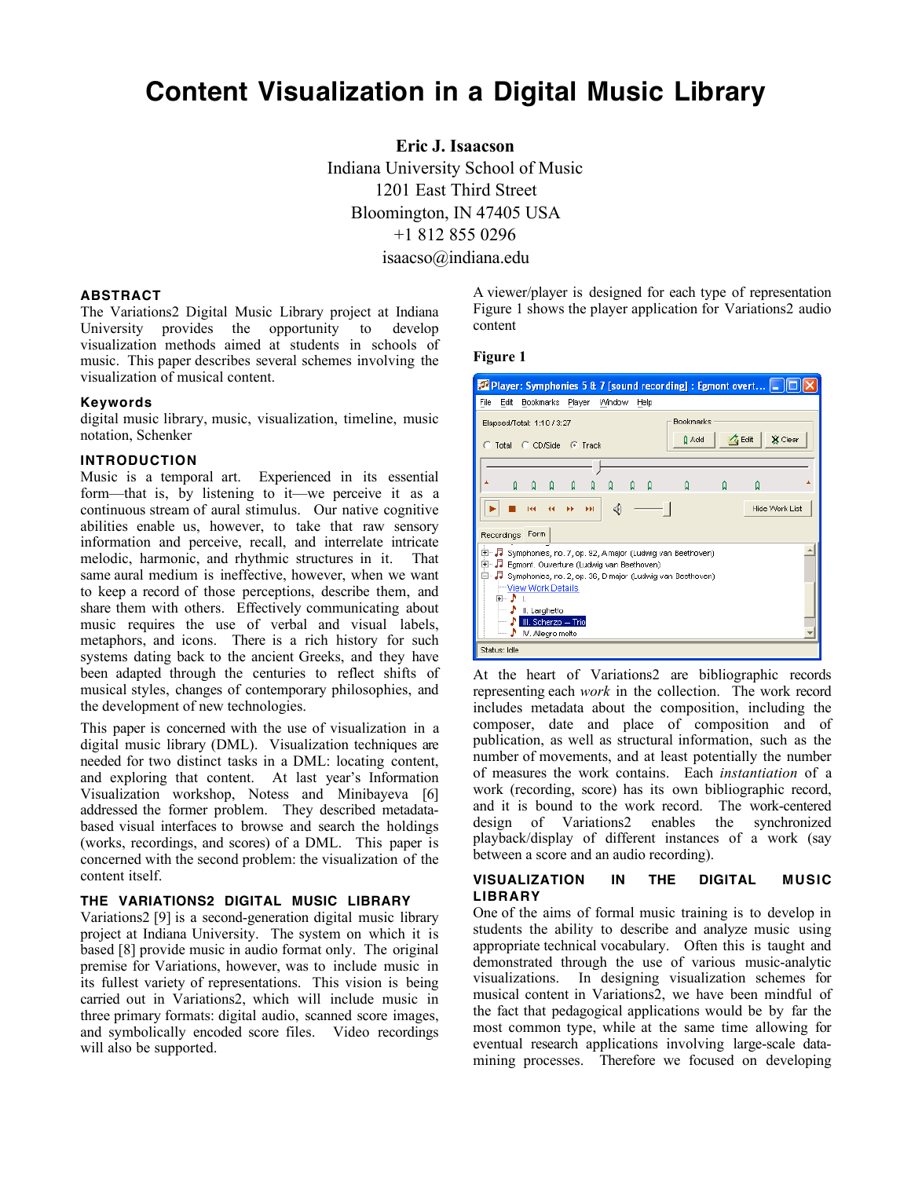# Content Visualization in a Digital Music Library

**Eric J. Isaacson**
Indiana University School of Music
1201 East Third Street
Bloomington, IN 47405 USA
+1 812 855 0296
isaacso@indiana.edu

## ABSTRACT

The Variations2 Digital Music Library project at Indiana University provides the opportunity to develop visualization methods aimed at students in schools of music. This paper describes several schemes involving the visualization of musical content.

### Keywords

digital music library, music, visualization, timeline, music notation, Schenker

## INTRODUCTION

Music is a temporal art. Experienced in its essential form—that is, by listening to it—we perceive it as a continuous stream of aural stimulus. Our native cognitive abilities enable us, however, to take that raw sensory information and perceive, recall, and interrelate intricate melodic, harmonic, and rhythmic structures in it. That same aural medium is ineffective, however, when we want to keep a record of those perceptions, describe them, and share them with others. Effectively communicating about music requires the use of verbal and visual labels, metaphors, and icons. There is a rich history for such systems dating back to the ancient Greeks, and they have been adapted through the centuries to reflect shifts of musical styles, changes of contemporary philosophies, and the development of new technologies.

This paper is concerned with the use of visualization in a digital music library (DML). Visualization techniques are needed for two distinct tasks in a DML: locating content, and exploring that content. At last year's Information Visualization workshop, Notess and Minibayeva [6] addressed the former problem. They described metadata-based visual interfaces to browse and search the holdings (works, recordings, and scores) of a DML. This paper is concerned with the second problem: the visualization of the content itself.

## THE VARIATIONS2 DIGITAL MUSIC LIBRARY

Variations2 [9] is a second-generation digital music library project at Indiana University. The system on which it is based [8] provide music in audio format only. The original premise for Variations, however, was to include music in its fullest variety of representations. This vision is being carried out in Variations2, which will include music in three primary formats: digital audio, scanned score images, and symbolically encoded score files. Video recordings will also be supported.

A viewer/player is designed for each type of representation Figure 1 shows the player application for Variations2 audio content

**Figure 1**

At the heart of Variations2 are bibliographic records representing each *work* in the collection. The work record includes metadata about the composition, including the composer, date and place of composition and of publication, as well as structural information, such as the number of movements, and at least potentially the number of measures the work contains. Each *instantiation* of a work (recording, score) has its own bibliographic record, and it is bound to the work record. The work-centered design of Variations2 enables the synchronized playback/display of different instances of a work (say between a score and an audio recording).

## VISUALIZATION IN THE DIGITAL MUSIC LIBRARY

One of the aims of formal music training is to develop in students the ability to describe and analyze music using appropriate technical vocabulary. Often this is taught and demonstrated through the use of various music-analytic visualizations. In designing visualization schemes for musical content in Variations2, we have been mindful of the fact that pedagogical applications would be by far the most common type, while at the same time allowing for eventual research applications involving large-scale data-mining processes. Therefore we focused on developing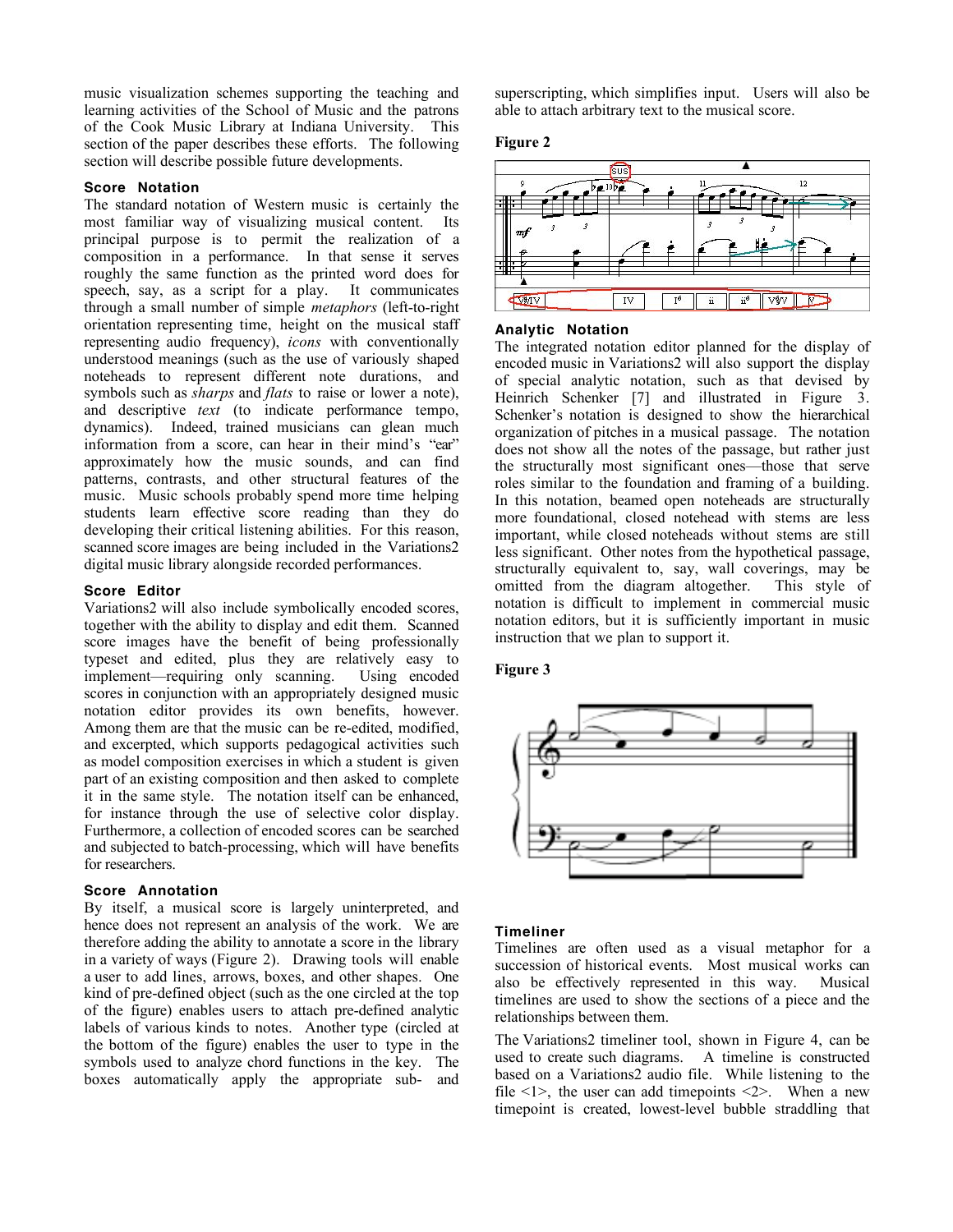music visualization schemes supporting the teaching and learning activities of the School of Music and the patrons of the Cook Music Library at Indiana University. This section of the paper describes these efforts. The following section will describe possible future developments.

### Score Notation

The standard notation of Western music is certainly the most familiar way of visualizing musical content. Its principal purpose is to permit the realization of a composition in a performance. In that sense it serves roughly the same function as the printed word does for speech, say, as a script for a play. It communicates through a small number of simple *metaphors* (left-to-right orientation representing time, height on the musical staff representing audio frequency), *icons* with conventionally understood meanings (such as the use of variously shaped noteheads to represent different note durations, and symbols such as *sharps* and *flats* to raise or lower a note), and descriptive *text* (to indicate performance tempo, dynamics). Indeed, trained musicians can glean much information from a score, can hear in their mind's "ear" approximately how the music sounds, and can find patterns, contrasts, and other structural features of the music. Music schools probably spend more time helping students learn effective score reading than they do developing their critical listening abilities. For this reason, scanned score images are being included in the Variations2 digital music library alongside recorded performances.

### Score Editor

Variations2 will also include symbolically encoded scores, together with the ability to display and edit them. Scanned score images have the benefit of being professionally typeset and edited, plus they are relatively easy to implement—requiring only scanning. Using encoded scores in conjunction with an appropriately designed music notation editor provides its own benefits, however. Among them are that the music can be re-edited, modified, and excerpted, which supports pedagogical activities such as model composition exercises in which a student is given part of an existing composition and then asked to complete it in the same style. The notation itself can be enhanced, for instance through the use of selective color display. Furthermore, a collection of encoded scores can be searched and subjected to batch-processing, which will have benefits for researchers.

### Score Annotation

By itself, a musical score is largely uninterpreted, and hence does not represent an analysis of the work. We are therefore adding the ability to annotate a score in the library in a variety of ways (Figure 2). Drawing tools will enable a user to add lines, arrows, boxes, and other shapes. One kind of pre-defined object (such as the one circled at the top of the figure) enables users to attach pre-defined analytic labels of various kinds to notes. Another type (circled at the bottom of the figure) enables the user to type in the symbols used to analyze chord functions in the key. The boxes automatically apply the appropriate sub- and superscripting, which simplifies input. Users will also be able to attach arbitrary text to the musical score.

**Figure 2**

### Analytic Notation

The integrated notation editor planned for the display of encoded music in Variations2 will also support the display of special analytic notation, such as that devised by Heinrich Schenker [7] and illustrated in Figure 3. Schenker's notation is designed to show the hierarchical organization of pitches in a musical passage. The notation does not show all the notes of the passage, but rather just the structurally most significant ones—those that serve roles similar to the foundation and framing of a building. In this notation, beamed open noteheads are structurally more foundational, closed notehead with stems are less important, while closed noteheads without stems are still less significant. Other notes from the hypothetical passage, structurally equivalent to, say, wall coverings, may be omitted from the diagram altogether. This style of notation is difficult to implement in commercial music notation editors, but it is sufficiently important in music instruction that we plan to support it.

**Figure 3**

### Timeliner

Timelines are often used as a visual metaphor for a succession of historical events. Most musical works can also be effectively represented in this way. Musical timelines are used to show the sections of a piece and the relationships between them.

The Variations2 timeliner tool, shown in Figure 4, can be used to create such diagrams. A timeline is constructed based on a Variations2 audio file. While listening to the file <1>, the user can add timepoints <2>. When a new timepoint is created, lowest-level bubble straddling that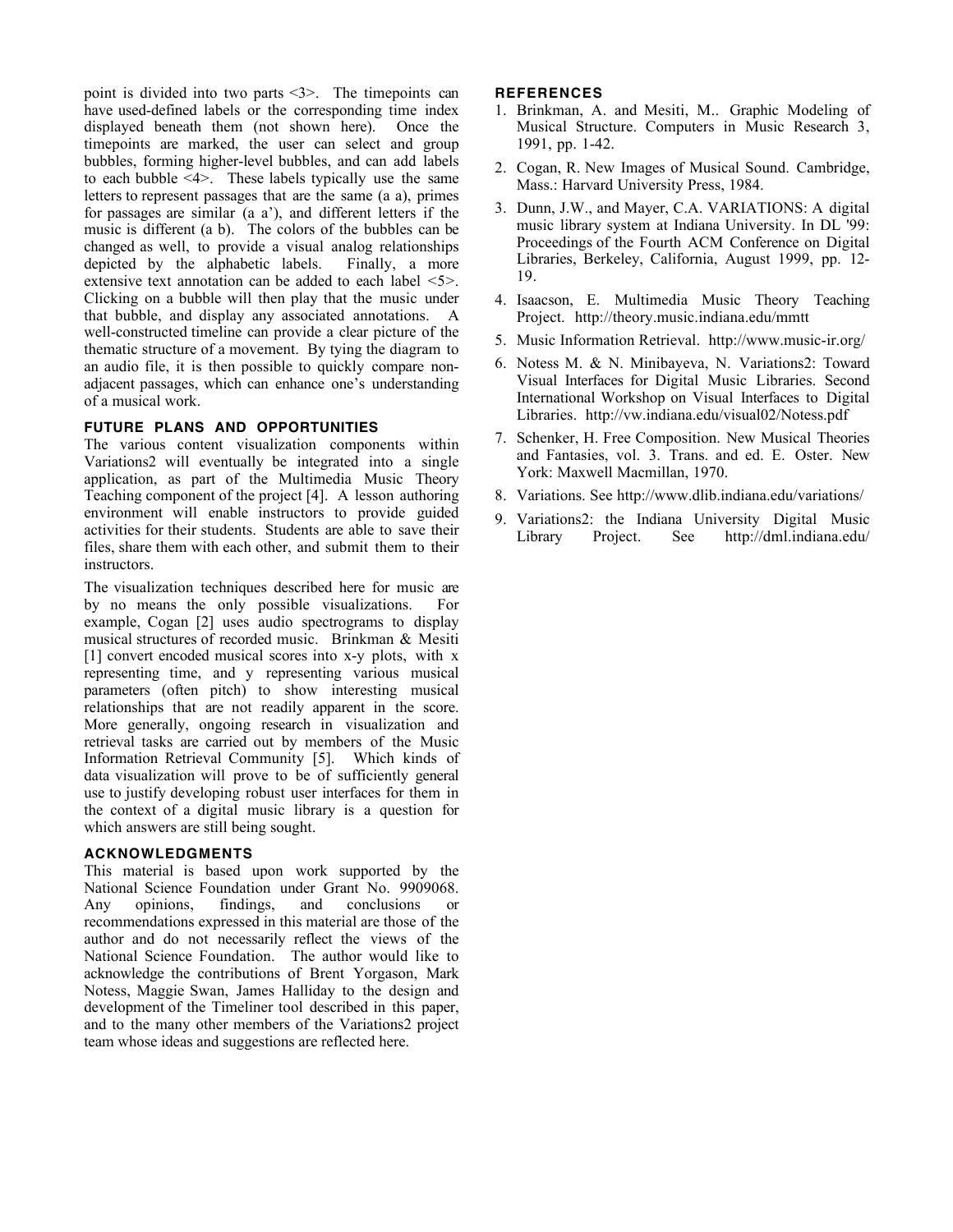point is divided into two parts <3>. The timepoints can have used-defined labels or the corresponding time index displayed beneath them (not shown here). Once the timepoints are marked, the user can select and group bubbles, forming higher-level bubbles, and can add labels to each bubble <4>. These labels typically use the same letters to represent passages that are the same (a a), primes for passages are similar (a a'), and different letters if the music is different (a b). The colors of the bubbles can be changed as well, to provide a visual analog relationships depicted by the alphabetic labels. Finally, a more extensive text annotation can be added to each label <5>. Clicking on a bubble will then play that the music under that bubble, and display any associated annotations. A well-constructed timeline can provide a clear picture of the thematic structure of a movement. By tying the diagram to an audio file, it is then possible to quickly compare non-adjacent passages, which can enhance one's understanding of a musical work.

### FUTURE PLANS AND OPPORTUNITIES

The various content visualization components within Variations2 will eventually be integrated into a single application, as part of the Multimedia Music Theory Teaching component of the project [4]. A lesson authoring environment will enable instructors to provide guided activities for their students. Students are able to save their files, share them with each other, and submit them to their instructors.

The visualization techniques described here for music are by no means the only possible visualizations. For example, Cogan [2] uses audio spectrograms to display musical structures of recorded music. Brinkman & Mesiti [1] convert encoded musical scores into x-y plots, with x representing time, and y representing various musical parameters (often pitch) to show interesting musical relationships that are not readily apparent in the score. More generally, ongoing research in visualization and retrieval tasks are carried out by members of the Music Information Retrieval Community [5]. Which kinds of data visualization will prove to be of sufficiently general use to justify developing robust user interfaces for them in the context of a digital music library is a question for which answers are still being sought.

### ACKNOWLEDGMENTS

This material is based upon work supported by the National Science Foundation under Grant No. 9909068. Any opinions, findings, and conclusions or recommendations expressed in this material are those of the author and do not necessarily reflect the views of the National Science Foundation. The author would like to acknowledge the contributions of Brent Yorgason, Mark Notess, Maggie Swan, James Halliday to the design and development of the Timeliner tool described in this paper, and to the many other members of the Variations2 project team whose ideas and suggestions are reflected here.

### REFERENCES

1. Brinkman, A. and Mesiti, M.. Graphic Modeling of Musical Structure. Computers in Music Research 3, 1991, pp. 1-42.
2. Cogan, R. New Images of Musical Sound. Cambridge, Mass.: Harvard University Press, 1984.
3. Dunn, J.W., and Mayer, C.A. VARIATIONS: A digital music library system at Indiana University. In DL '99: Proceedings of the Fourth ACM Conference on Digital Libraries, Berkeley, California, August 1999, pp. 12-19.
4. Isaacson, E. Multimedia Music Theory Teaching Project. http://theory.music.indiana.edu/mmtt
5. Music Information Retrieval. http://www.music-ir.org/
6. Notess M. & N. Minibayeva, N. Variations2: Toward Visual Interfaces for Digital Music Libraries. Second International Workshop on Visual Interfaces to Digital Libraries. http://vw.indiana.edu/visual02/Notess.pdf
7. Schenker, H. Free Composition. New Musical Theories and Fantasies, vol. 3. Trans. and ed. E. Oster. New York: Maxwell Macmillan, 1970.
8. Variations. See http://www.dlib.indiana.edu/variations/
9. Variations2: the Indiana University Digital Music Library Project. See http://dml.indiana.edu/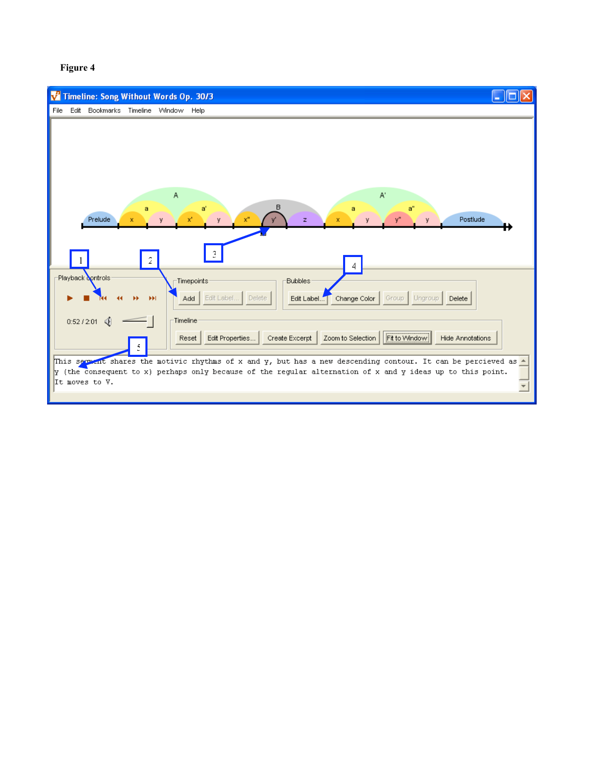**Figure 4**

Timeline: Song Without Words Op. 30/3

File Edit Bookmarks Timeline Window Help

A

A'

B

a

a'

a

a"

Prelude

x

y

x'

y

x"

y'

z

x

y

y"

y

Postlude

1

2

3

4

5

Playback controls

0:52 / 2:01

Timepoints

Add Edit Label... Delete

Bubbles

Edit Label... Change Color Group Ungroup Delete

Timeline

Reset Edit Properties... Create Excerpt Zoom to Selection Fit to Window Hide Annotations

This segment shares the motivic rhythms of x and y, but has a new descending contour. It can be percieved as y (the consequent to x) perhaps only because of the regular alternation of x and y ideas up to this point. It moves to V.